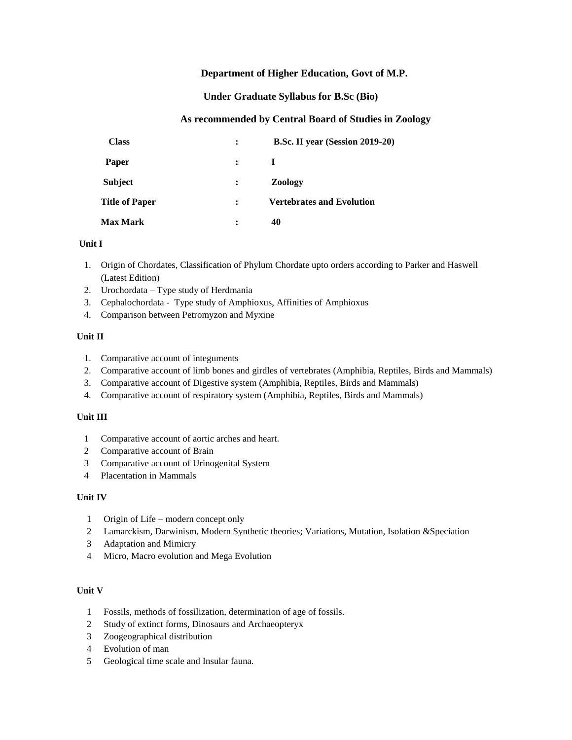**Department of Higher Education, Govt of M.P.**

**Under Graduate Syllabus for B.Sc (Bio)**

**As recommended by Central Board of Studies in Zoology**

| | | |
|---|---|---|
| **Class** | **:** | **B.Sc. II year (Session 2019-20)** |
| **Paper** | **:** | **I** |
| **Subject** | **:** | **Zoology** |
| **Title of Paper** | **:** | **Vertebrates and Evolution** |
| **Max Mark** | **:** | **40** |

**Unit I**

1. Origin of Chordates, Classification of Phylum Chordate upto orders according to Parker and Haswell (Latest Edition)
2. Urochordata – Type study of Herdmania
3. Cephalochordata - Type study of Amphioxus, Affinities of Amphioxus
4. Comparison between Petromyzon and Myxine

**Unit II**

1. Comparative account of integuments
2. Comparative account of limb bones and girdles of vertebrates (Amphibia, Reptiles, Birds and Mammals)
3. Comparative account of Digestive system (Amphibia, Reptiles, Birds and Mammals)
4. Comparative account of respiratory system (Amphibia, Reptiles, Birds and Mammals)

**Unit III**

1 Comparative account of aortic arches and heart.
2 Comparative account of Brain
3 Comparative account of Urinogenital System
4 Placentation in Mammals

**Unit IV**

1 Origin of Life – modern concept only
2 Lamarckism, Darwinism, Modern Synthetic theories; Variations, Mutation, Isolation &Speciation
3 Adaptation and Mimicry
4 Micro, Macro evolution and Mega Evolution

**Unit V**

1 Fossils, methods of fossilization, determination of age of fossils.
2 Study of extinct forms, Dinosaurs and Archaeopteryx
3 Zoogeographical distribution
4 Evolution of man
5 Geological time scale and Insular fauna.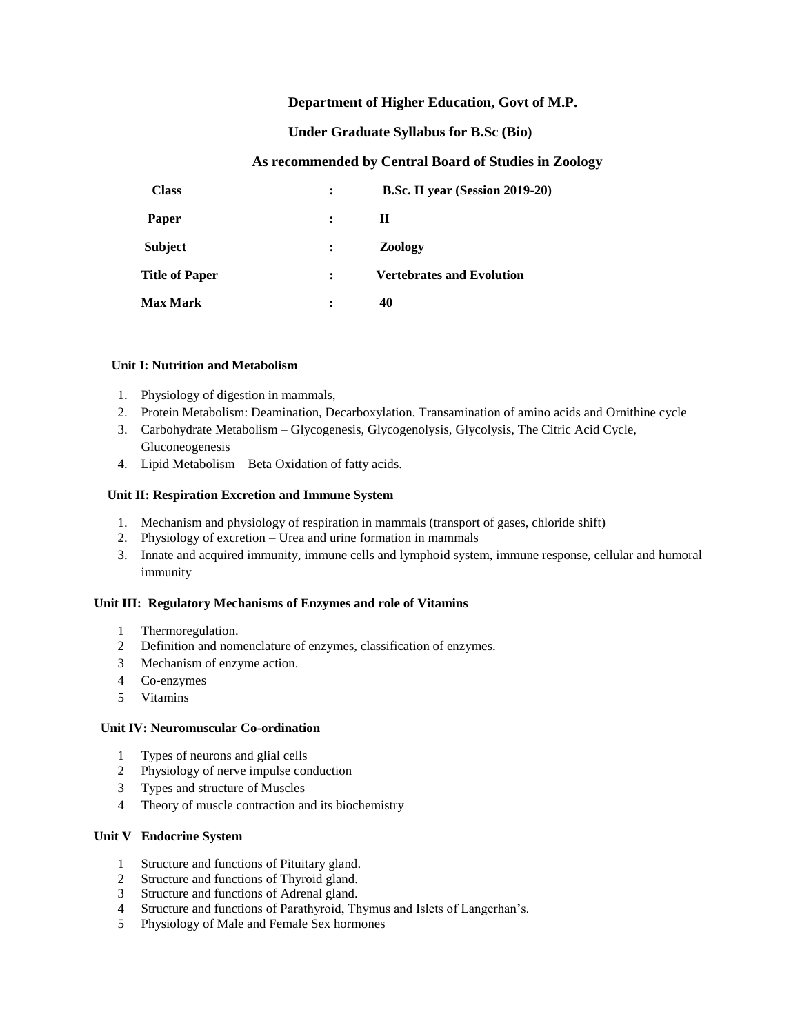**Department of Higher Education, Govt of M.P.**

**Under Graduate Syllabus for B.Sc (Bio)**

**As recommended by Central Board of Studies in Zoology**

| | | |
|---|---|---|
| **Class** | : | **B.Sc. II year (Session 2019-20)** |
| **Paper** | : | **II** |
| **Subject** | : | **Zoology** |
| **Title of Paper** | : | **Vertebrates and Evolution** |
| **Max Mark** | : | **40** |

**Unit I: Nutrition and Metabolism**

1. Physiology of digestion in mammals,
2. Protein Metabolism: Deamination, Decarboxylation. Transamination of amino acids and Ornithine cycle
3. Carbohydrate Metabolism – Glycogenesis, Glycogenolysis, Glycolysis, The Citric Acid Cycle, Gluconeogenesis
4. Lipid Metabolism – Beta Oxidation of fatty acids.

**Unit II: Respiration Excretion and Immune System**

1. Mechanism and physiology of respiration in mammals (transport of gases, chloride shift)
2. Physiology of excretion – Urea and urine formation in mammals
3. Innate and acquired immunity, immune cells and lymphoid system, immune response, cellular and humoral immunity

**Unit III: Regulatory Mechanisms of Enzymes and role of Vitamins**

1. Thermoregulation.
2. Definition and nomenclature of enzymes, classification of enzymes.
3. Mechanism of enzyme action.
4. Co-enzymes
5. Vitamins

**Unit IV: Neuromuscular Co-ordination**

1. Types of neurons and glial cells
2. Physiology of nerve impulse conduction
3. Types and structure of Muscles
4. Theory of muscle contraction and its biochemistry

**Unit V Endocrine System**

1. Structure and functions of Pituitary gland.
2. Structure and functions of Thyroid gland.
3. Structure and functions of Adrenal gland.
4. Structure and functions of Parathyroid, Thymus and Islets of Langerhan's.
5. Physiology of Male and Female Sex hormones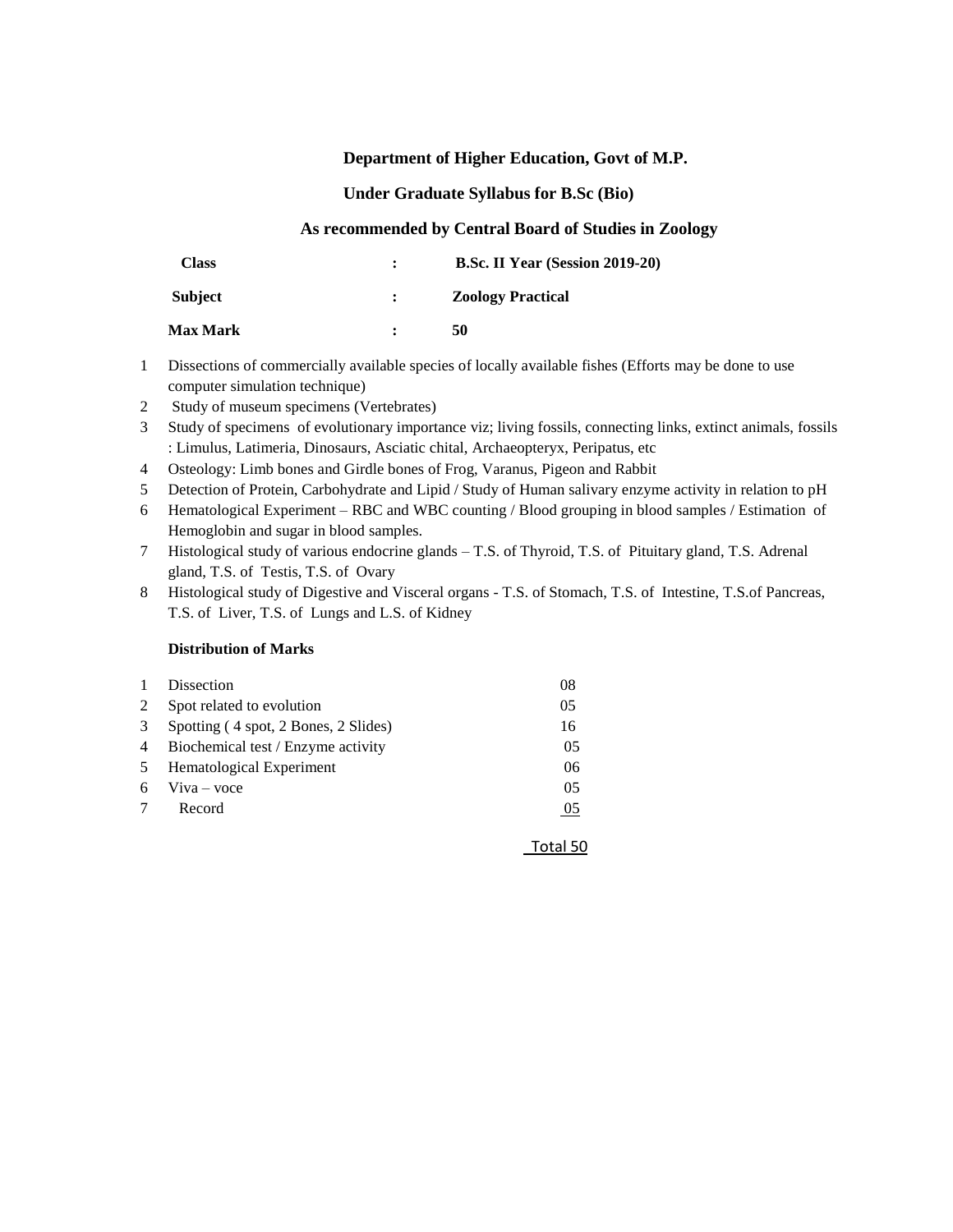**Department of Higher Education, Govt of M.P.**

**Under Graduate Syllabus for B.Sc (Bio)**

**As recommended by Central Board of Studies in Zoology**

| | | |
|---|---|---|
| **Class** | **:** | **B.Sc. II Year (Session 2019-20)** |
| **Subject** | **:** | **Zoology Practical** |
| **Max Mark** | **:** | **50** |

1. Dissections of commercially available species of locally available fishes (Efforts may be done to use computer simulation technique)
2. Study of museum specimens (Vertebrates)
3. Study of specimens of evolutionary importance viz; living fossils, connecting links, extinct animals, fossils : Limulus, Latimeria, Dinosaurs, Asciatic chital, Archaeopteryx, Peripatus, etc
4. Osteology: Limb bones and Girdle bones of Frog, Varanus, Pigeon and Rabbit
5. Detection of Protein, Carbohydrate and Lipid / Study of Human salivary enzyme activity in relation to pH
6. Hematological Experiment – RBC and WBC counting / Blood grouping in blood samples / Estimation of Hemoglobin and sugar in blood samples.
7. Histological study of various endocrine glands – T.S. of Thyroid, T.S. of Pituitary gland, T.S. Adrenal gland, T.S. of Testis, T.S. of Ovary
8. Histological study of Digestive and Visceral organs - T.S. of Stomach, T.S. of Intestine, T.S.of Pancreas, T.S. of Liver, T.S. of Lungs and L.S. of Kidney

**Distribution of Marks**

| | | |
|---|---|---|
| 1 | Dissection | 08 |
| 2 | Spot related to evolution | 05 |
| 3 | Spotting ( 4 spot, 2 Bones, 2 Slides) | 16 |
| 4 | Biochemical test / Enzyme activity | 05 |
| 5 | Hematological Experiment | 06 |
| 6 | Viva – voce | 05 |
| 7 | Record | 05 |
| | | Total 50 |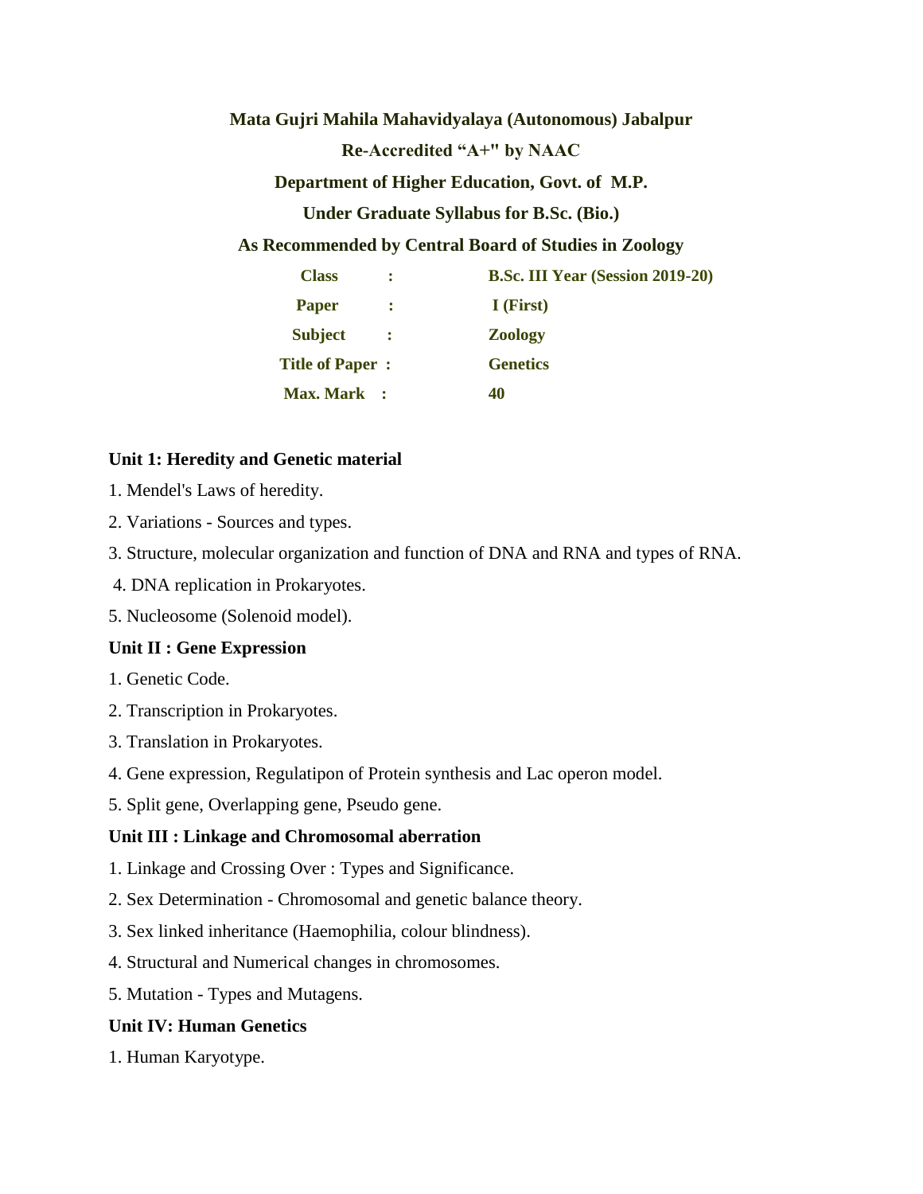**Mata Gujri Mahila Mahavidyalaya (Autonomous) Jabalpur**

**Re-Accredited "A+" by NAAC**

**Department of Higher Education, Govt. of M.P.**

**Under Graduate Syllabus for B.Sc. (Bio.)**

**As Recommended by Central Board of Studies in Zoology**

| | | |
|---|---|---|
| **Class** | **:** | **B.Sc. III Year (Session 2019-20)** |
| **Paper** | **:** | **I (First)** |
| **Subject** | **:** | **Zoology** |
| **Title of Paper** | **:** | **Genetics** |
| **Max. Mark** | **:** | **40** |

**Unit 1: Heredity and Genetic material**

1. Mendel's Laws of heredity.
2. Variations - Sources and types.
3. Structure, molecular organization and function of DNA and RNA and types of RNA.
4. DNA replication in Prokaryotes.
5. Nucleosome (Solenoid model).

**Unit II : Gene Expression**

1. Genetic Code.
2. Transcription in Prokaryotes.
3. Translation in Prokaryotes.
4. Gene expression, Regulatipon of Protein synthesis and Lac operon model.
5. Split gene, Overlapping gene, Pseudo gene.

**Unit III : Linkage and Chromosomal aberration**

1. Linkage and Crossing Over : Types and Significance.
2. Sex Determination - Chromosomal and genetic balance theory.
3. Sex linked inheritance (Haemophilia, colour blindness).
4. Structural and Numerical changes in chromosomes.
5. Mutation - Types and Mutagens.

**Unit IV: Human Genetics**

1. Human Karyotype.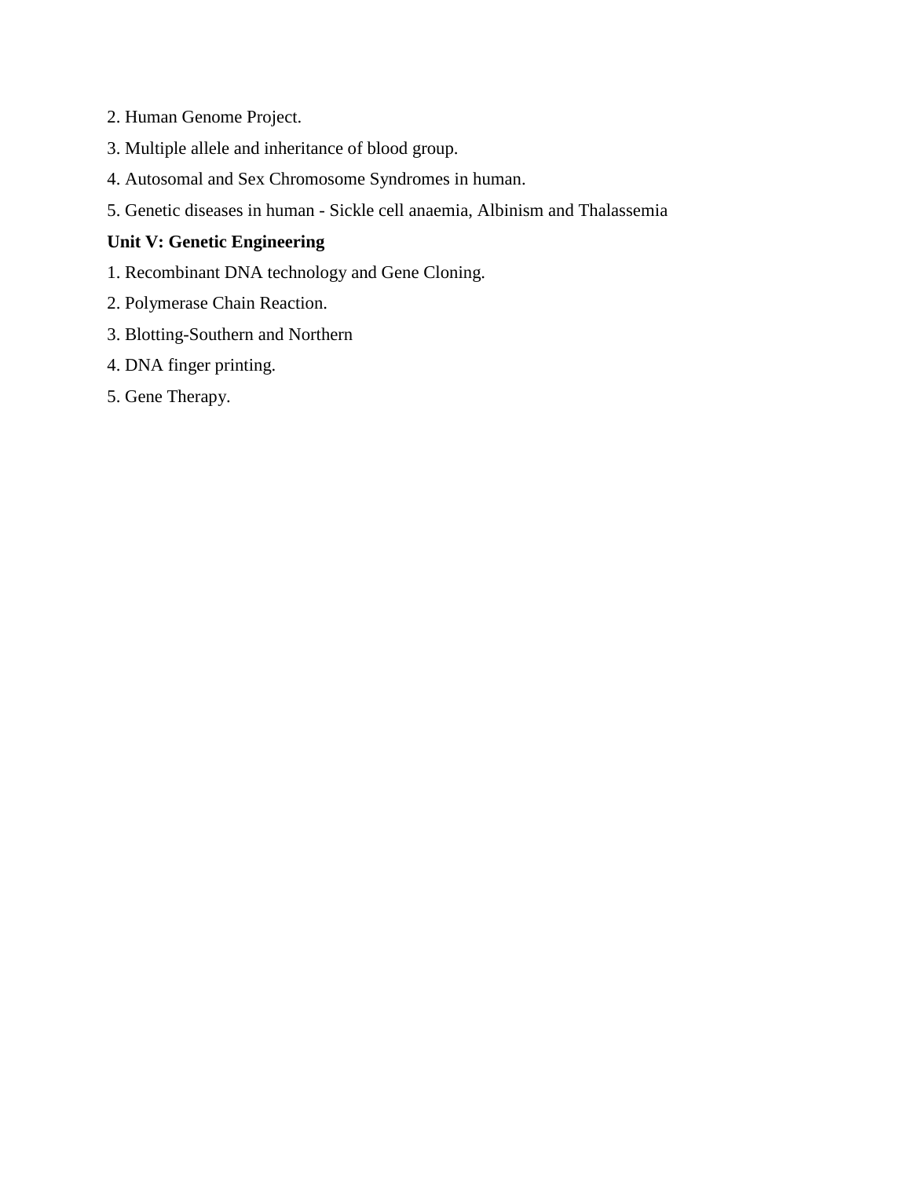2. Human Genome Project.

3. Multiple allele and inheritance of blood group.

4. Autosomal and Sex Chromosome Syndromes in human.

5. Genetic diseases in human - Sickle cell anaemia, Albinism and Thalassemia

**Unit V: Genetic Engineering**

1. Recombinant DNA technology and Gene Cloning.

2. Polymerase Chain Reaction.

3. Blotting-Southern and Northern

4. DNA finger printing.

5. Gene Therapy.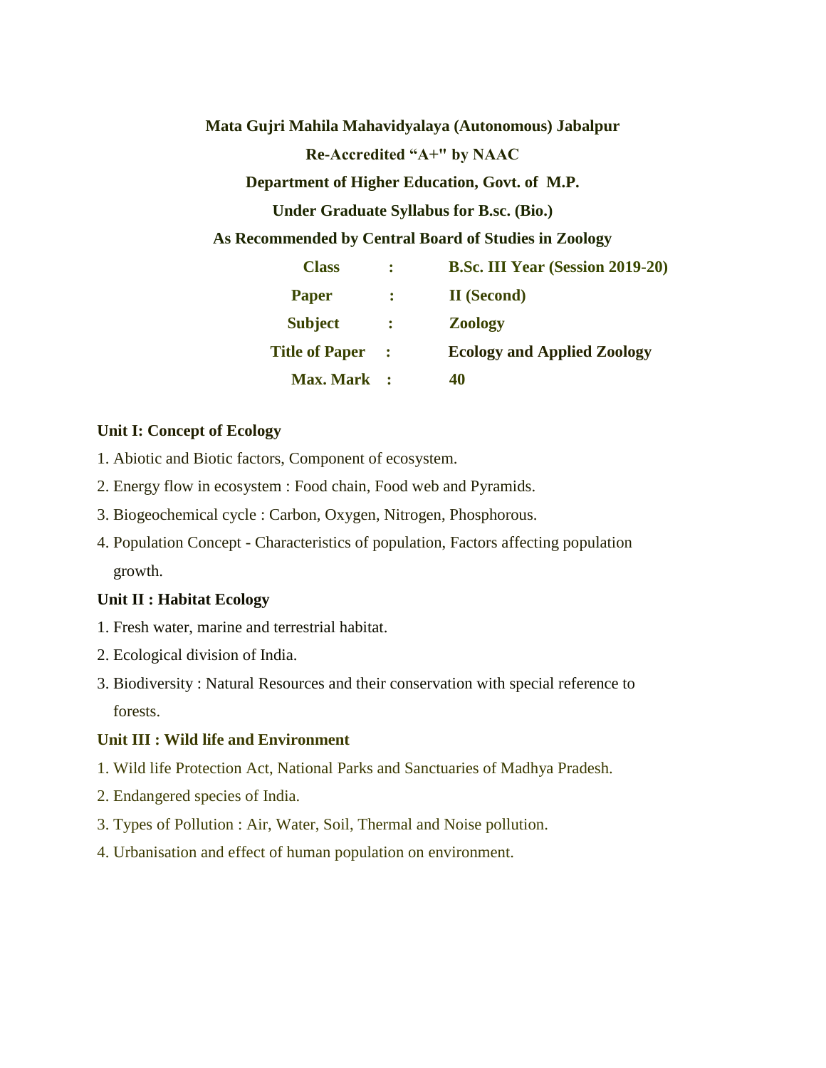**Mata Gujri Mahila Mahavidyalaya (Autonomous) Jabalpur**

**Re-Accredited "A+" by NAAC**

**Department of Higher Education, Govt. of M.P.**

**Under Graduate Syllabus for B.sc. (Bio.)**

**As Recommended by Central Board of Studies in Zoology**

| | | |
|---|---|---|
| **Class** | **:** | **B.Sc. III Year (Session 2019-20)** |
| **Paper** | **:** | **II (Second)** |
| **Subject** | **:** | **Zoology** |
| **Title of Paper** | **:** | **Ecology and Applied Zoology** |
| **Max. Mark** | **:** | **40** |

**Unit I: Concept of Ecology**

1. Abiotic and Biotic factors, Component of ecosystem.
2. Energy flow in ecosystem : Food chain, Food web and Pyramids.
3. Biogeochemical cycle : Carbon, Oxygen, Nitrogen, Phosphorous.
4. Population Concept - Characteristics of population, Factors affecting population growth.

**Unit II : Habitat Ecology**

1. Fresh water, marine and terrestrial habitat.
2. Ecological division of India.
3. Biodiversity : Natural Resources and their conservation with special reference to forests.

**Unit III : Wild life and Environment**

1. Wild life Protection Act, National Parks and Sanctuaries of Madhya Pradesh.
2. Endangered species of India.
3. Types of Pollution : Air, Water, Soil, Thermal and Noise pollution.
4. Urbanisation and effect of human population on environment.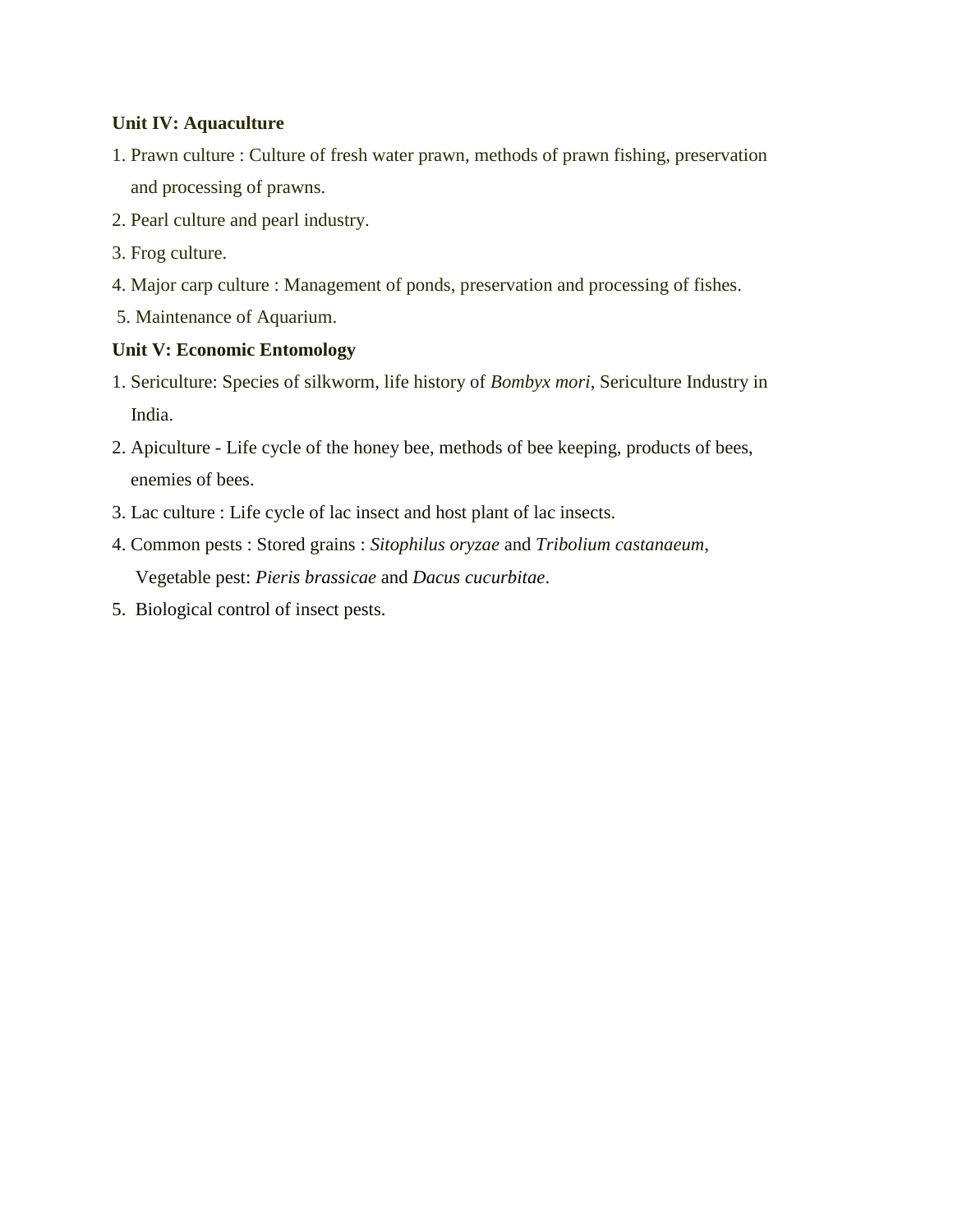**Unit IV: Aquaculture**

1. Prawn culture : Culture of fresh water prawn, methods of prawn fishing, preservation and processing of prawns.
2. Pearl culture and pearl industry.
3. Frog culture.
4. Major carp culture : Management of ponds, preservation and processing of fishes.
5. Maintenance of Aquarium.

**Unit V: Economic Entomology**

1. Sericulture: Species of silkworm, life history of *Bombyx mori*, Sericulture Industry in India.
2. Apiculture - Life cycle of the honey bee, methods of bee keeping, products of bees, enemies of bees.
3. Lac culture : Life cycle of lac insect and host plant of lac insects.
4. Common pests : Stored grains : *Sitophilus oryzae* and *Tribolium castanaeum*, Vegetable pest: *Pieris brassicae* and *Dacus cucurbitae*.
5. Biological control of insect pests.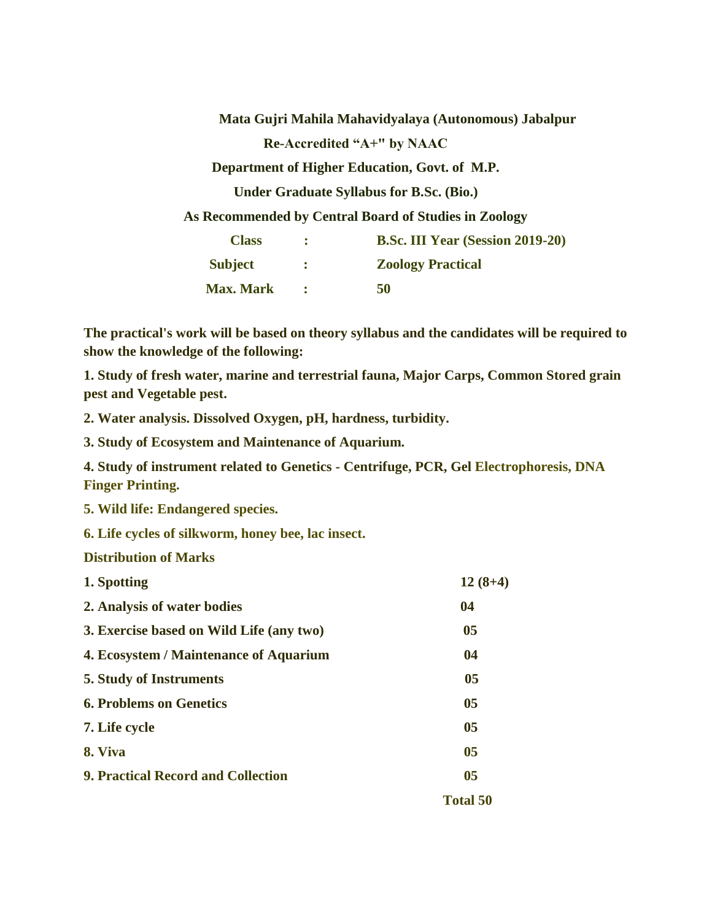**Mata Gujri Mahila Mahavidyalaya (Autonomous) Jabalpur**

**Re-Accredited "A+" by NAAC**

**Department of Higher Education, Govt. of M.P.**

**Under Graduate Syllabus for B.Sc. (Bio.)**

**As Recommended by Central Board of Studies in Zoology**

| | | |
|---|---|---|
| **Class** | **:** | **B.Sc. III Year (Session 2019-20)** |
| **Subject** | **:** | **Zoology Practical** |
| **Max. Mark** | **:** | **50** |

**The practical's work will be based on theory syllabus and the candidates will be required to show the knowledge of the following:**

**1. Study of fresh water, marine and terrestrial fauna, Major Carps, Common Stored grain pest and Vegetable pest.**

**2. Water analysis. Dissolved Oxygen, pH, hardness, turbidity.**

**3. Study of Ecosystem and Maintenance of Aquarium.**

**4. Study of instrument related to Genetics - Centrifuge, PCR, Gel Electrophoresis, DNA Finger Printing.**

**5. Wild life: Endangered species.**

**6. Life cycles of silkworm, honey bee, lac insect.**

**Distribution of Marks**

| | |
|---|---|
| **1. Spotting** | **12 (8+4)** |
| **2. Analysis of water bodies** | **04** |
| **3. Exercise based on Wild Life (any two)** | **05** |
| **4. Ecosystem / Maintenance of Aquarium** | **04** |
| **5. Study of Instruments** | **05** |
| **6. Problems on Genetics** | **05** |
| **7. Life cycle** | **05** |
| **8. Viva** | **05** |
| **9. Practical Record and Collection** | **05** |
| | **Total 50** |